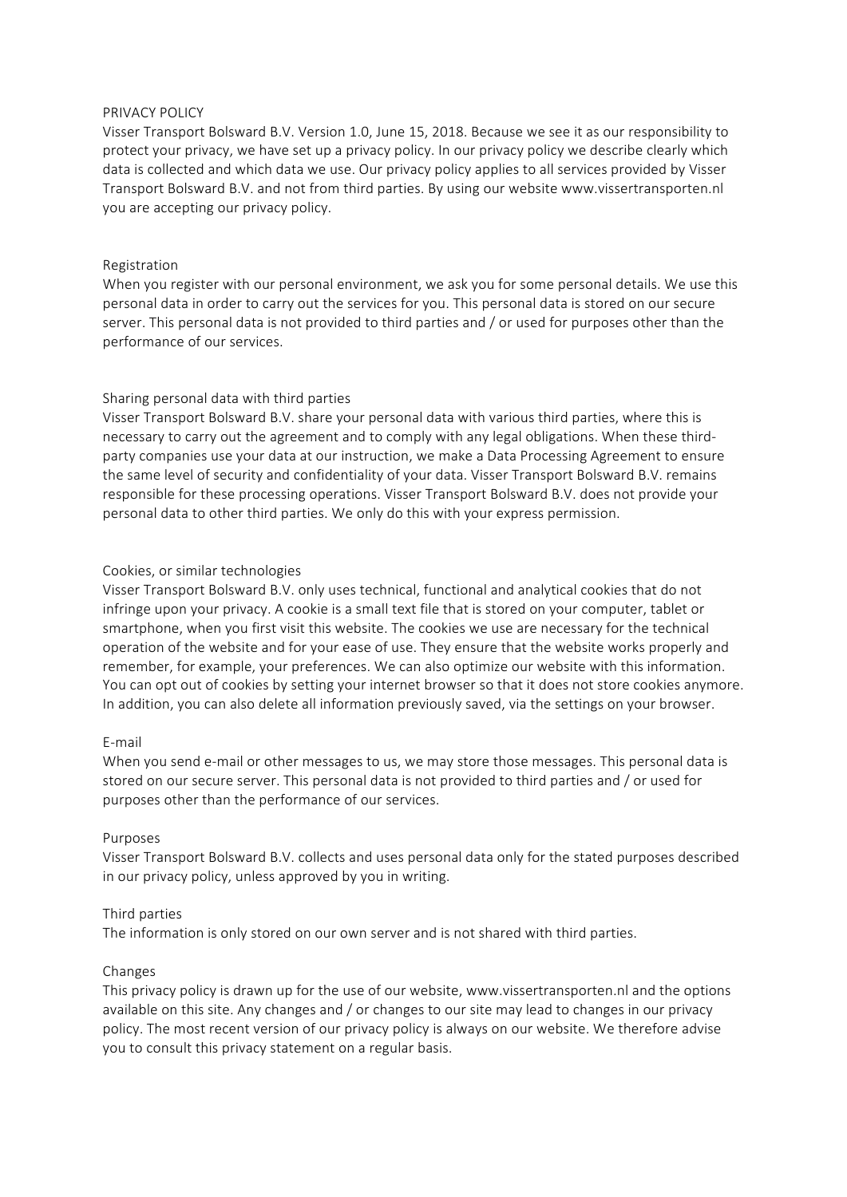# PRIVACY POLICY

Visser Transport Bolsward B.V. Version 1.0, June 15, 2018. Because we see it as our responsibility to protect your privacy, we have set up a privacy policy. In our privacy policy we describe clearly which data is collected and which data we use. Our privacy policy applies to all services provided by Visser Transport Bolsward B.V. and not from third parties. By using our website www.vissertransporten.nl you are accepting our privacy policy.

## Registration

When you register with our personal environment, we ask you for some personal details. We use this personal data in order to carry out the services for you. This personal data is stored on our secure server. This personal data is not provided to third parties and / or used for purposes other than the performance of our services.

## Sharing personal data with third parties

Visser Transport Bolsward B.V. share your personal data with various third parties, where this is necessary to carry out the agreement and to comply with any legal obligations. When these third-party companies use your data at our instruction, we make a Data Processing Agreement to ensure the same level of security and confidentiality of your data. Visser Transport Bolsward B.V. remains responsible for these processing operations. Visser Transport Bolsward B.V. does not provide your personal data to other third parties. We only do this with your express permission.

## Cookies, or similar technologies

Visser Transport Bolsward B.V. only uses technical, functional and analytical cookies that do not infringe upon your privacy. A cookie is a small text file that is stored on your computer, tablet or smartphone, when you first visit this website. The cookies we use are necessary for the technical operation of the website and for your ease of use. They ensure that the website works properly and remember, for example, your preferences. We can also optimize our website with this information. You can opt out of cookies by setting your internet browser so that it does not store cookies anymore. In addition, you can also delete all information previously saved, via the settings on your browser.

## E-mail

When you send e-mail or other messages to us, we may store those messages. This personal data is stored on our secure server. This personal data is not provided to third parties and / or used for purposes other than the performance of our services.

## Purposes

Visser Transport Bolsward B.V. collects and uses personal data only for the stated purposes described in our privacy policy, unless approved by you in writing.

## Third parties

The information is only stored on our own server and is not shared with third parties.

## Changes

This privacy policy is drawn up for the use of our website, www.vissertransporten.nl and the options available on this site. Any changes and / or changes to our site may lead to changes in our privacy policy. The most recent version of our privacy policy is always on our website. We therefore advise you to consult this privacy statement on a regular basis.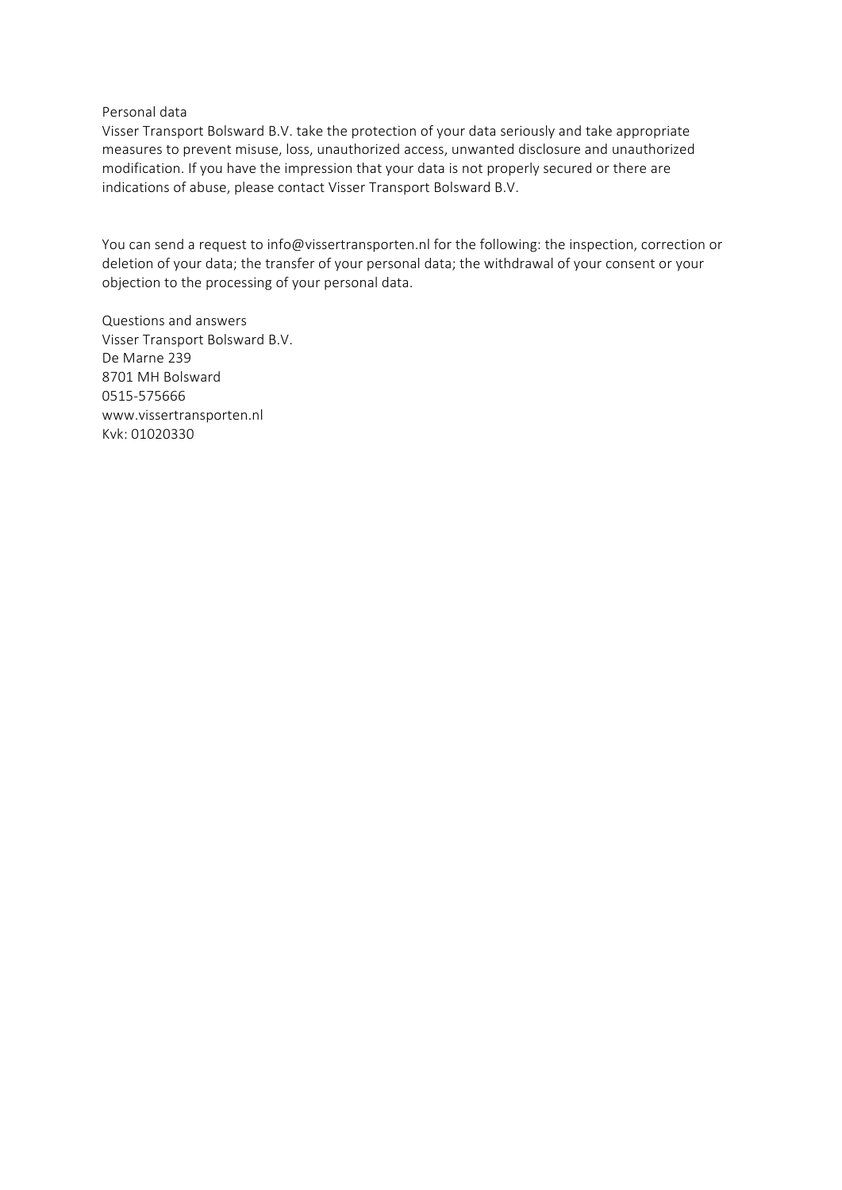## Personal data

Visser Transport Bolsward B.V. take the protection of your data seriously and take appropriate measures to prevent misuse, loss, unauthorized access, unwanted disclosure and unauthorized modification. If you have the impression that your data is not properly secured or there are indications of abuse, please contact Visser Transport Bolsward B.V.

You can send a request to info@vissertransporten.nl for the following: the inspection, correction or deletion of your data; the transfer of your personal data; the withdrawal of your consent or your objection to the processing of your personal data.

## Questions and answers

Visser Transport Bolsward B.V.
De Marne 239
8701 MH Bolsward
0515-575666
www.vissertransporten.nl
Kvk: 01020330